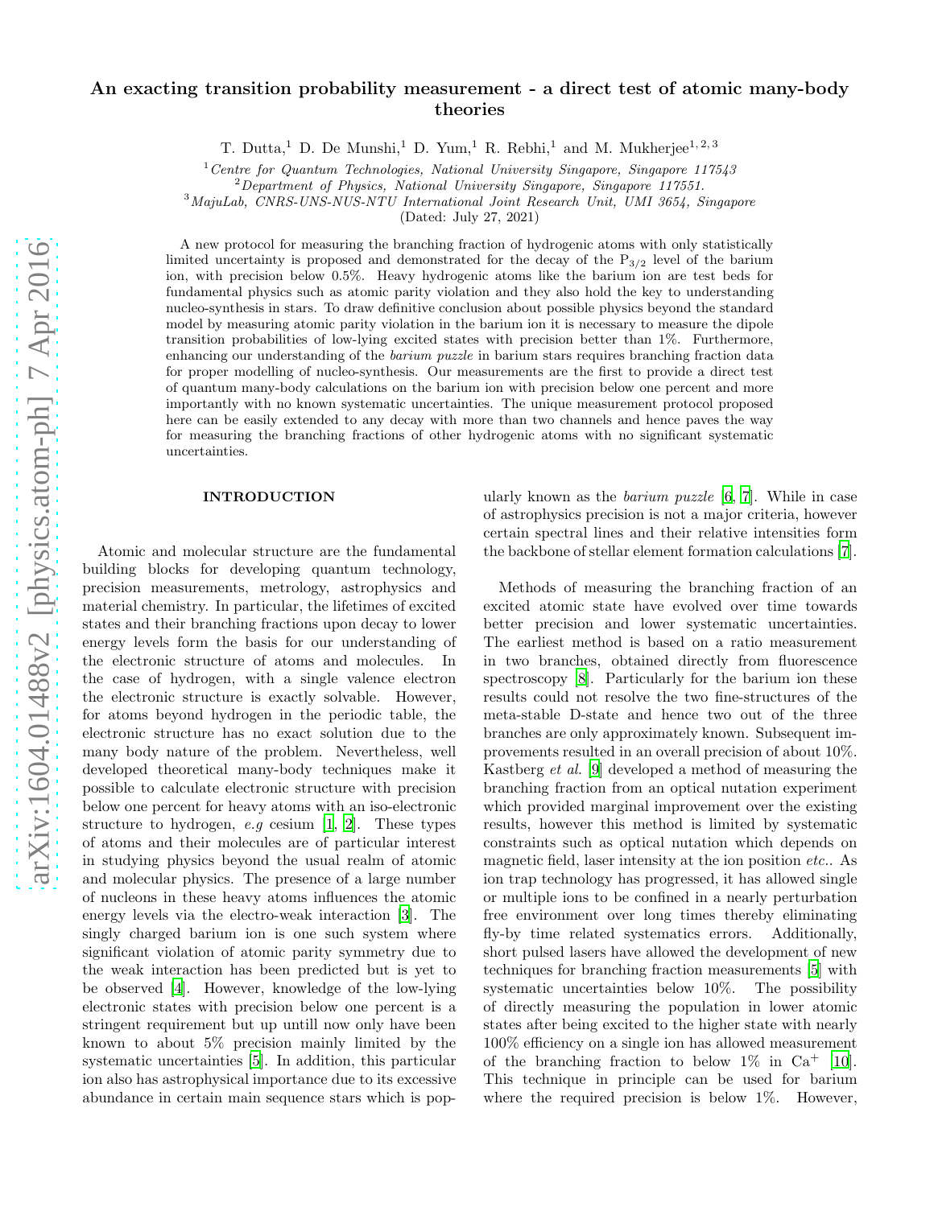# An exacting transition probability measurement - a direct test of atomic many-body theories

T. Dutta,[1] D. De Munshi,[1] D. Yum,[1] R. Rebhi,[1] and M. Mukherjee[1,2,3]

[1] *Centre for Quantum Technologies, National University Singapore, Singapore 117543*
[2] *Department of Physics, National University Singapore, Singapore 117551.*
[3] *MajuLab, CNRS-UNS-NUS-NTU International Joint Research Unit, UMI 3654, Singapore*

(Dated: July 27, 2021)

A new protocol for measuring the branching fraction of hydrogenic atoms with only statistically limited uncertainty is proposed and demonstrated for the decay of the $P_{3/2}$ level of the barium ion, with precision below 0.5%. Heavy hydrogenic atoms like the barium ion are test beds for fundamental physics such as atomic parity violation and they also hold the key to understanding nucleo-synthesis in stars. To draw definitive conclusion about possible physics beyond the standard model by measuring atomic parity violation in the barium ion it is necessary to measure the dipole transition probabilities of low-lying excited states with precision better than 1%. Furthermore, enhancing our understanding of the *barium puzzle* in barium stars requires branching fraction data for proper modelling of nucleo-synthesis. Our measurements are the first to provide a direct test of quantum many-body calculations on the barium ion with precision below one percent and more importantly with no known systematic uncertainties. The unique measurement protocol proposed here can be easily extended to any decay with more than two channels and hence paves the way for measuring the branching fractions of other hydrogenic atoms with no significant systematic uncertainties.

## INTRODUCTION

Atomic and molecular structure are the fundamental building blocks for developing quantum technology, precision measurements, metrology, astrophysics and material chemistry. In particular, the lifetimes of excited states and their branching fractions upon decay to lower energy levels form the basis for our understanding of the electronic structure of atoms and molecules. In the case of hydrogen, with a single valence electron the electronic structure is exactly solvable. However, for atoms beyond hydrogen in the periodic table, the electronic structure has no exact solution due to the many body nature of the problem. Nevertheless, well developed theoretical many-body techniques make it possible to calculate electronic structure with precision below one percent for heavy atoms with an iso-electronic structure to hydrogen, *e.g* cesium [1, 2]. These types of atoms and their molecules are of particular interest in studying physics beyond the usual realm of atomic and molecular physics. The presence of a large number of nucleons in these heavy atoms influences the atomic energy levels via the electro-weak interaction [3]. The singly charged barium ion is one such system where significant violation of atomic parity symmetry due to the weak interaction has been predicted but is yet to be observed [4]. However, knowledge of the low-lying electronic states with precision below one percent is a stringent requirement but up untill now only have been known to about 5% precision mainly limited by the systematic uncertainties [5]. In addition, this particular ion also has astrophysical importance due to its excessive abundance in certain main sequence stars which is popularly known as the *barium puzzle* [6, 7]. While in case of astrophysics precision is not a major criteria, however certain spectral lines and their relative intensities form the backbone of stellar element formation calculations [7].

Methods of measuring the branching fraction of an excited atomic state have evolved over time towards better precision and lower systematic uncertainties. The earliest method is based on a ratio measurement in two branches, obtained directly from fluorescence spectroscopy [8]. Particularly for the barium ion these results could not resolve the two fine-structures of the meta-stable D-state and hence two out of the three branches are only approximately known. Subsequent improvements resulted in an overall precision of about 10%. Kastberg *et al.* [9] developed a method of measuring the branching fraction from an optical nutation experiment which provided marginal improvement over the existing results, however this method is limited by systematic constraints such as optical nutation which depends on magnetic field, laser intensity at the ion position *etc.*. As ion trap technology has progressed, it has allowed single or multiple ions to be confined in a nearly perturbation free environment over long times thereby eliminating fly-by time related systematics errors. Additionally, short pulsed lasers have allowed the development of new techniques for branching fraction measurements [5] with systematic uncertainties below 10%. The possibility of directly measuring the population in lower atomic states after being excited to the higher state with nearly 100% efficiency on a single ion has allowed measurement of the branching fraction to below 1% in $Ca^{+}$ [10]. This technique in principle can be used for barium where the required precision is below 1%. However,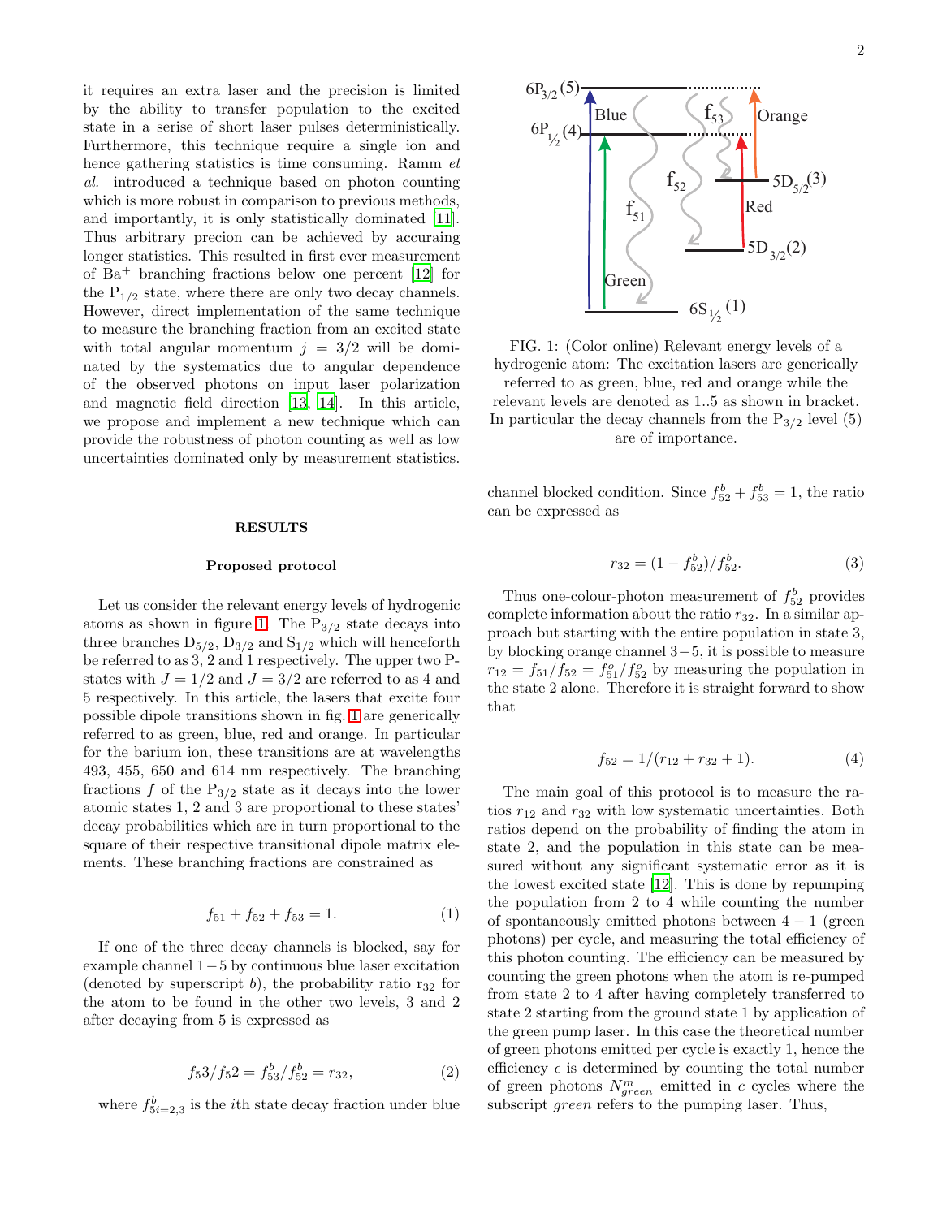it requires an extra laser and the precision is limited by the ability to transfer population to the excited state in a serise of short laser pulses deterministically. Furthermore, this technique require a single ion and hence gathering statistics is time consuming. Ramm *et al.* introduced a technique based on photon counting which is more robust in comparison to previous methods, and importantly, it is only statistically dominated [11]. Thus arbitrary precion can be achieved by accuraing longer statistics. This resulted in first ever measurement of $Ba^+$ branching fractions below one percent [12] for the $P_{1/2}$ state, where there are only two decay channels. However, direct implementation of the same technique to measure the branching fraction from an excited state with total angular momentum $j = 3/2$ will be dominated by the systematics due to angular dependence of the observed photons on input laser polarization and magnetic field direction [13, 14]. In this article, we propose and implement a new technique which can provide the robustness of photon counting as well as low uncertainties dominated only by measurement statistics.

## RESULTS

### Proposed protocol

Let us consider the relevant energy levels of hydrogenic atoms as shown in figure 1. The $P_{3/2}$ state decays into three branches $D_{5/2}$, $D_{3/2}$ and $S_{1/2}$ which will henceforth be referred to as 3, 2 and 1 respectively. The upper two P-states with $J = 1/2$ and $J = 3/2$ are referred to as 4 and 5 respectively. In this article, the lasers that excite four possible dipole transitions shown in fig. 1 are generically referred to as green, blue, red and orange. In particular for the barium ion, these transitions are at wavelengths 493, 455, 650 and 614 nm respectively. The branching fractions $f$ of the $P_{3/2}$ state as it decays into the lower atomic states 1, 2 and 3 are proportional to these states' decay probabilities which are in turn proportional to the square of their respective transitional dipole matrix elements. These branching fractions are constrained as

$$f_{51} + f_{52} + f_{53} = 1. \tag{1}$$

If one of the three decay channels is blocked, say for example channel $1-5$ by continuous blue laser excitation (denoted by superscript $b$), the probability ratio $r_{32}$ for the atom to be found in the other two levels, 3 and 2 after decaying from 5 is expressed as

$$f_5 3/f_5 2 = f^b_{53}/f^b_{52} = r_{32}, \tag{2}$$

where $f^b_{5i=2,3}$ is the $i$th state decay fraction under blue

FIG. 1: (Color online) Relevant energy levels of a hydrogenic atom: The excitation lasers are generically referred to as green, blue, red and orange while the relevant levels are denoted as 1..5 as shown in bracket. In particular the decay channels from the $P_{3/2}$ level (5) are of importance.

channel blocked condition. Since $f^b_{52} + f^b_{53} = 1$, the ratio can be expressed as

$$r_{32} = (1 - f^b_{52})/f^b_{52}. \tag{3}$$

Thus one-colour-photon measurement of $f^b_{52}$ provides complete information about the ratio $r_{32}$. In a similar approach but starting with the entire population in state 3, by blocking orange channel $3-5$, it is possible to measure $r_{12} = f_{51}/f_{52} = f^o_{51}/f^o_{52}$ by measuring the population in the state 2 alone. Therefore it is straight forward to show that

$$f_{52} = 1/(r_{12} + r_{32} + 1). \tag{4}$$

The main goal of this protocol is to measure the ratios $r_{12}$ and $r_{32}$ with low systematic uncertainties. Both ratios depend on the probability of finding the atom in state 2, and the population in this state can be measured without any significant systematic error as it is the lowest excited state [12]. This is done by repumping the population from 2 to 4 while counting the number of spontaneously emitted photons between $4-1$ (green photons) per cycle, and measuring the total efficiency of this photon counting. The efficiency can be measured by counting the green photons when the atom is re-pumped from state 2 to 4 after having completely transferred to state 2 starting from the ground state 1 by application of the green pump laser. In this case the theoretical number of green photons emitted per cycle is exactly 1, hence the efficiency $\epsilon$ is determined by counting the total number of green photons $N^m_{green}$ emitted in $c$ cycles where the subscript *green* refers to the pumping laser. Thus,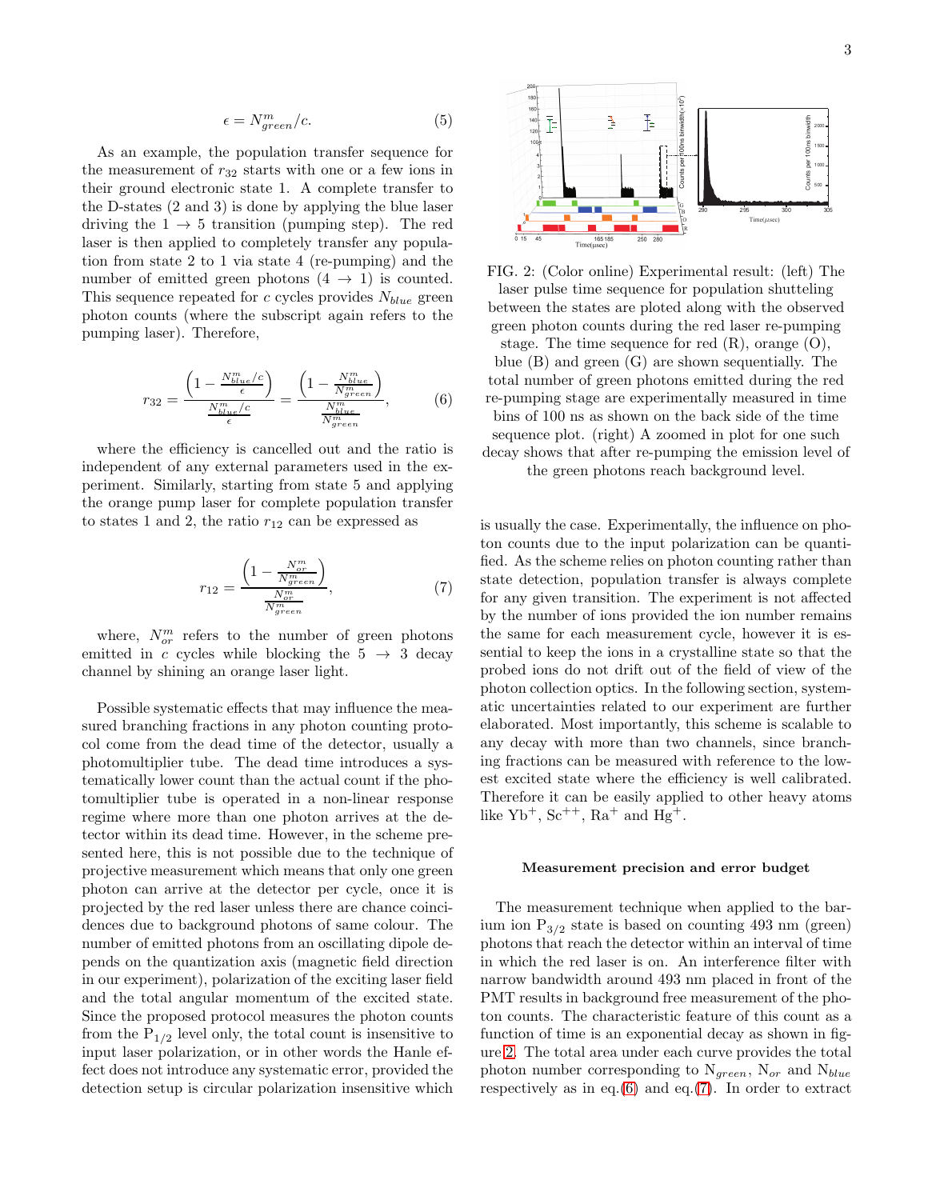$$\epsilon = N^m_{green}/c. \tag{5}$$

As an example, the population transfer sequence for the measurement of $r_{32}$ starts with one or a few ions in their ground electronic state 1. A complete transfer to the D-states (2 and 3) is done by applying the blue laser driving the $1 \to 5$ transition (pumping step). The red laser is then applied to completely transfer any population from state 2 to 1 via state 4 (re-pumping) and the number of emitted green photons ($4 \to 1$) is counted. This sequence repeated for $c$ cycles provides $N_{blue}$ green photon counts (where the subscript again refers to the pumping laser). Therefore,

$$r_{32} = \frac{\left(1 - \frac{N^m_{blue}/c}{\epsilon}\right)}{\frac{N^m_{blue}/c}{\epsilon}} = \frac{\left(1 - \frac{N^m_{blue}}{N^m_{green}}\right)}{\frac{N^m_{blue}}{N^m_{green}}}, \tag{6}$$

where the efficiency is cancelled out and the ratio is independent of any external parameters used in the experiment. Similarly, starting from state 5 and applying the orange pump laser for complete population transfer to states 1 and 2, the ratio $r_{12}$ can be expressed as

$$r_{12} = \frac{\left(1 - \frac{N^m_{or}}{N^m_{green}}\right)}{\frac{N^m_{or}}{N^m_{green}}}, \tag{7}$$

where, $N^m_{or}$ refers to the number of green photons emitted in $c$ cycles while blocking the $5 \to 3$ decay channel by shining an orange laser light.

Possible systematic effects that may influence the measured branching fractions in any photon counting protocol come from the dead time of the detector, usually a photomultiplier tube. The dead time introduces a systematically lower count than the actual count if the photomultiplier tube is operated in a non-linear response regime where more than one photon arrives at the detector within its dead time. However, in the scheme presented here, this is not possible due to the technique of projective measurement which means that only one green photon can arrive at the detector per cycle, once it is projected by the red laser unless there are chance coincidences due to background photons of same colour. The number of emitted photons from an oscillating dipole depends on the quantization axis (magnetic field direction in our experiment), polarization of the exciting laser field and the total angular momentum of the excited state. Since the proposed protocol measures the photon counts from the $P_{1/2}$ level only, the total count is insensitive to input laser polarization, or in other words the Hanle effect does not introduce any systematic error, provided the detection setup is circular polarization insensitive which is usually the case. Experimentally, the influence on photon counts due to the input polarization can be quantified. As the scheme relies on photon counting rather than state detection, population transfer is always complete for any given transition. The experiment is not affected by the number of ions provided the ion number remains the same for each measurement cycle, however it is essential to keep the ions in a crystalline state so that the probed ions do not drift out of the field of view of the photon collection optics. In the following section, systematic uncertainties related to our experiment are further elaborated. Most importantly, this scheme is scalable to any decay with more than two channels, since branching fractions can be measured with reference to the lowest excited state where the efficiency is well calibrated. Therefore it can be easily applied to other heavy atoms like $Yb^+$, $Sc^{++}$, $Ra^+$ and $Hg^+$.

FIG. 2: (Color online) Experimental result: (left) The laser pulse time sequence for population shutteling between the states are ploted along with the observed green photon counts during the red laser re-pumping stage. The time sequence for red (R), orange (O), blue (B) and green (G) are shown sequentially. The total number of green photons emitted during the red re-pumping stage are experimentally measured in time bins of 100 ns as shown on the back side of the time sequence plot. (right) A zoomed in plot for one such decay shows that after re-pumping the emission level of the green photons reach background level.

### Measurement precision and error budget

The measurement technique when applied to the barium ion $P_{3/2}$ state is based on counting 493 nm (green) photons that reach the detector within an interval of time in which the red laser is on. An interference filter with narrow bandwidth around 493 nm placed in front of the PMT results in background free measurement of the photon counts. The characteristic feature of this count as a function of time is an exponential decay as shown in figure 2. The total area under each curve provides the total photon number corresponding to $N_{green}$, $N_{or}$ and $N_{blue}$ respectively as in eq.(6) and eq.(7). In order to extract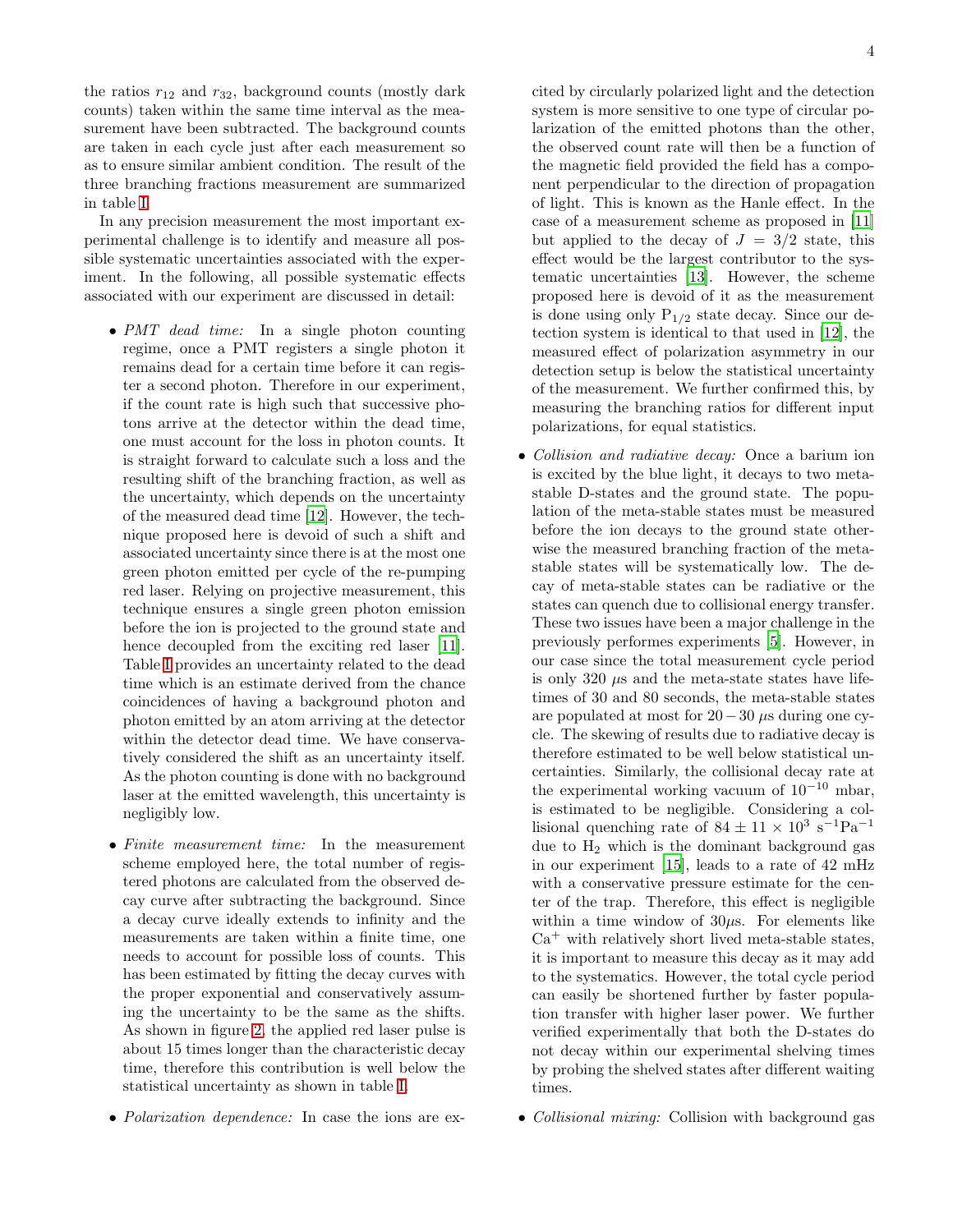the ratios $r_{12}$ and $r_{32}$, background counts (mostly dark counts) taken within the same time interval as the measurement have been subtracted. The background counts are taken in each cycle just after each measurement so as to ensure similar ambient condition. The result of the three branching fractions measurement are summarized in table I.

In any precision measurement the most important experimental challenge is to identify and measure all possible systematic uncertainties associated with the experiment. In the following, all possible systematic effects associated with our experiment are discussed in detail:

- *PMT dead time:* In a single photon counting regime, once a PMT registers a single photon it remains dead for a certain time before it can register a second photon. Therefore in our experiment, if the count rate is high such that successive photons arrive at the detector within the dead time, one must account for the loss in photon counts. It is straight forward to calculate such a loss and the resulting shift of the branching fraction, as well as the uncertainty, which depends on the uncertainty of the measured dead time [12]. However, the technique proposed here is devoid of such a shift and associated uncertainty since there is at the most one green photon emitted per cycle of the re-pumping red laser. Relying on projective measurement, this technique ensures a single green photon emission before the ion is projected to the ground state and hence decoupled from the exciting red laser [11]. Table I provides an uncertainty related to the dead time which is an estimate derived from the chance coincidences of having a background photon and photon emitted by an atom arriving at the detector within the detector dead time. We have conservatively considered the shift as an uncertainty itself. As the photon counting is done with no background laser at the emitted wavelength, this uncertainty is negligibly low.

- *Finite measurement time:* In the measurement scheme employed here, the total number of registered photons are calculated from the observed decay curve after subtracting the background. Since a decay curve ideally extends to infinity and the measurements are taken within a finite time, one needs to account for possible loss of counts. This has been estimated by fitting the decay curves with the proper exponential and conservatively assuming the uncertainty to be the same as the shifts. As shown in figure 2, the applied red laser pulse is about 15 times longer than the characteristic decay time, therefore this contribution is well below the statistical uncertainty as shown in table I.

- *Polarization dependence:* In case the ions are excited by circularly polarized light and the detection system is more sensitive to one type of circular polarization of the emitted photons than the other, the observed count rate will then be a function of the magnetic field provided the field has a component perpendicular to the direction of propagation of light. This is known as the Hanle effect. In the case of a measurement scheme as proposed in [11] but applied to the decay of $J = 3/2$ state, this effect would be the largest contributor to the systematic uncertainties [13]. However, the scheme proposed here is devoid of it as the measurement is done using only $P_{1/2}$ state decay. Since our detection system is identical to that used in [12], the measured effect of polarization asymmetry in our detection setup is below the statistical uncertainty of the measurement. We further confirmed this, by measuring the branching ratios for different input polarizations, for equal statistics.

- *Collision and radiative decay:* Once a barium ion is excited by the blue light, it decays to two meta-stable D-states and the ground state. The population of the meta-stable states must be measured before the ion decays to the ground state otherwise the measured branching fraction of the meta-stable states will be systematically low. The decay of meta-stable states can be radiative or the states can quench due to collisional energy transfer. These two issues have been a major challenge in the previously performes experiments [5]. However, in our case since the total measurement cycle period is only 320 $\mu$s and the meta-state states have lifetimes of 30 and 80 seconds, the meta-stable states are populated at most for $20-30$ $\mu$s during one cycle. The skewing of results due to radiative decay is therefore estimated to be well below statistical uncertainties. Similarly, the collisional decay rate at the experimental working vacuum of $10^{-10}$ mbar, is estimated to be negligible. Considering a collisional quenching rate of $84 \pm 11 \times 10^3$ $\mathrm{s^{-1}Pa^{-1}}$ due to $H_2$ which is the dominant background gas in our experiment [15], leads to a rate of 42 mHz with a conservative pressure estimate for the center of the trap. Therefore, this effect is negligible within a time window of 30$\mu$s. For elements like $Ca^+$ with relatively short lived meta-stable states, it is important to measure this decay as it may add to the systematics. However, the total cycle period can easily be shortened further by faster population transfer with higher laser power. We further verified experimentally that both the D-states do not decay within our experimental shelving times by probing the shelved states after different waiting times.

- *Collisional mixing:* Collision with background gas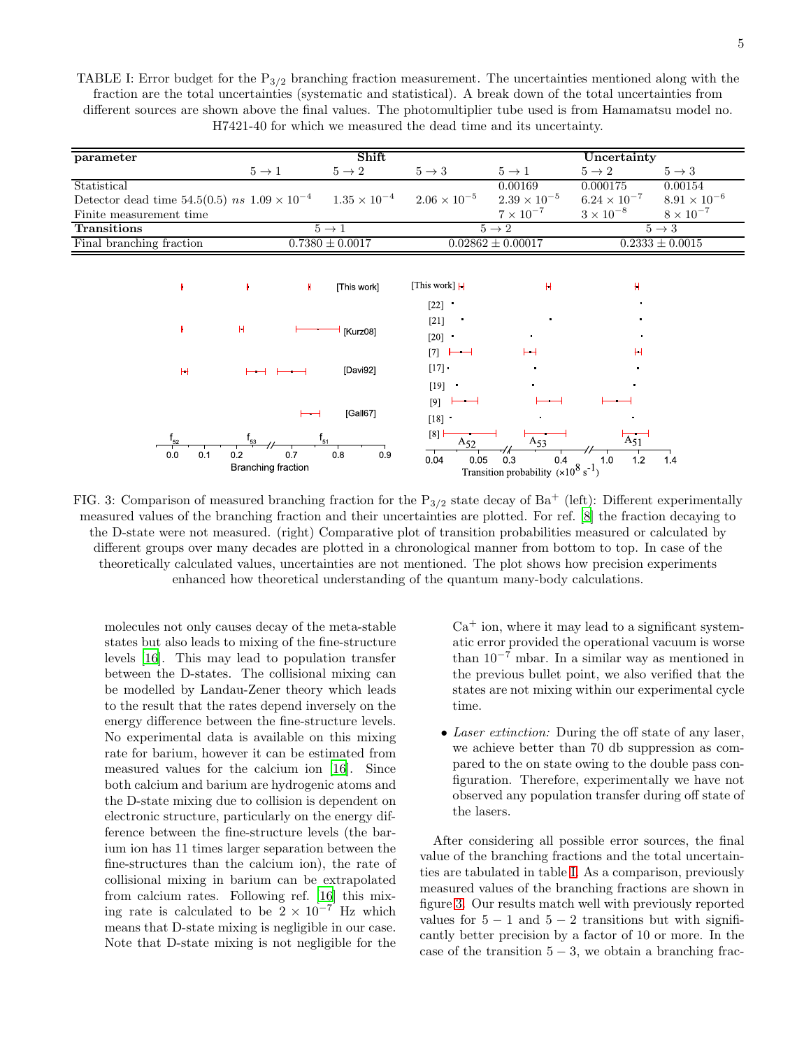TABLE I: Error budget for the $P_{3/2}$ branching fraction measurement. The uncertainties mentioned along with the fraction are the total uncertainties (systematic and statistical). A break down of the total uncertainties from different sources are shown above the final values. The photomultiplier tube used is from Hamamatsu model no. H7421-40 for which we measured the dead time and its uncertainty.

| parameter | Shift | | | Uncertainty | | |
|---|---|---|---|---|---|---|
| | $5 \rightarrow 1$ | $5 \rightarrow 2$ | $5 \rightarrow 3$ | $5 \rightarrow 1$ | $5 \rightarrow 2$ | $5 \rightarrow 3$ |
| Statistical | | | | 0.00169 | 0.000175 | 0.00154 |
| Detector dead time 54.5(0.5) *ns* | $1.09 \times 10^{-4}$ | $1.35 \times 10^{-4}$ | $2.06 \times 10^{-5}$ | $2.39 \times 10^{-5}$ | $6.24 \times 10^{-7}$ | $8.91 \times 10^{-6}$ |
| Finite measurement time | | | | $7 \times 10^{-7}$ | $3 \times 10^{-8}$ | $8 \times 10^{-7}$ |
| **Transitions** | $5 \rightarrow 1$ | | $5 \rightarrow 2$ | | $5 \rightarrow 3$ | |
| Final branching fraction | $0.7380 \pm 0.0017$ | | $0.02862 \pm 0.00017$ | | $0.2333 \pm 0.0015$ | |

FIG. 3: Comparison of measured branching fraction for the $P_{3/2}$ state decay of $Ba^+$ (left): Different experimentally measured values of the branching fraction and their uncertainties are plotted. For ref. [8] the fraction decaying to the D-state were not measured. (right) Comparative plot of transition probabilities measured or calculated by different groups over many decades are plotted in a chronological manner from bottom to top. In case of the theoretically calculated values, uncertainties are not mentioned. The plot shows how precision experiments enhanced how theoretical understanding of the quantum many-body calculations.

molecules not only causes decay of the meta-stable states but also leads to mixing of the fine-structure levels [16]. This may lead to population transfer between the D-states. The collisional mixing can be modelled by Landau-Zener theory which leads to the result that the rates depend inversely on the energy difference between the fine-structure levels. No experimental data is available on this mixing rate for barium, however it can be estimated from measured values for the calcium ion [16]. Since both calcium and barium are hydrogenic atoms and the D-state mixing due to collision is dependent on electronic structure, particularly on the energy difference between the fine-structure levels (the barium ion has 11 times larger separation between the fine-structures than the calcium ion), the rate of collisional mixing in barium can be extrapolated from calcium rates. Following ref. [16] this mixing rate is calculated to be $2 \times 10^{-7}$ Hz which means that D-state mixing is negligible in our case. Note that D-state mixing is not negligible for the $Ca^+$ ion, where it may lead to a significant systematic error provided the operational vacuum is worse than $10^{-7}$ mbar. In a similar way as mentioned in the previous bullet point, we also verified that the states are not mixing within our experimental cycle time.

- *Laser extinction:* During the off state of any laser, we achieve better than 70 db suppression as compared to the on state owing to the double pass configuration. Therefore, experimentally we have not observed any population transfer during off state of the lasers.

After considering all possible error sources, the final value of the branching fractions and the total uncertainties are tabulated in table I. As a comparison, previously measured values of the branching fractions are shown in figure 3. Our results match well with previously reported values for $5-1$ and $5-2$ transitions but with significantly better precision by a factor of 10 or more. In the case of the transition $5-3$, we obtain a branching frac-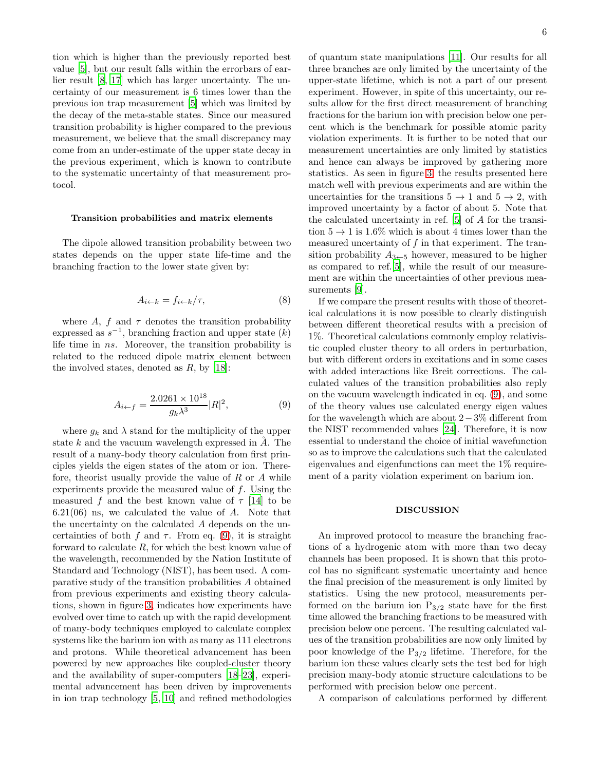tion which is higher than the previously reported best value [5], but our result falls within the errorbars of earlier result [8, 17] which has larger uncertainty. The uncertainty of our measurement is 6 times lower than the previous ion trap measurement [5] which was limited by the decay of the meta-stable states. Since our measured transition probability is higher compared to the previous measurement, we believe that the small discrepancy may come from an under-estimate of the upper state decay in the previous experiment, which is known to contribute to the systematic uncertainty of that measurement protocol.

### Transition probabilities and matrix elements

The dipole allowed transition probability between two states depends on the upper state life-time and the branching fraction to the lower state given by:

$$A_{i\leftarrow k} = f_{i\leftarrow k}/\tau, \tag{8}$$

where $A$, $f$ and $\tau$ denotes the transition probability expressed as $s^{-1}$, branching fraction and upper state ($k$) life time in $ns$. Moreover, the transition probability is related to the reduced dipole matrix element between the involved states, denoted as $R$, by [18]:

$$A_{i\leftarrow f} = \frac{2.0261\times10^{18}}{g_k\lambda^3}|R|^2, \tag{9}$$

where $g_k$ and $\lambda$ stand for the multiplicity of the upper state $k$ and the vacuum wavelength expressed in $\mathring{A}$. The result of a many-body theory calculation from first principles yields the eigen states of the atom or ion. Therefore, theorist usually provide the value of $R$ or $A$ while experiments provide the measured value of $f$. Using the measured $f$ and the best known value of $\tau$ [14] to be 6.21(06) ns, we calculated the value of $A$. Note that the uncertainty on the calculated $A$ depends on the uncertainties of both $f$ and $\tau$. From eq. (9), it is straight forward to calculate $R$, for which the best known value of the wavelength, recommended by the Nation Institute of Standard and Technology (NIST), has been used. A comparative study of the transition probabilities $A$ obtained from previous experiments and existing theory calculations, shown in figure 3, indicates how experiments have evolved over time to catch up with the rapid development of many-body techniques employed to calculate complex systems like the barium ion with as many as 111 electrons and protons. While theoretical advancement has been powered by new approaches like coupled-cluster theory and the availability of super-computers [18–23], experimental advancement has been driven by improvements in ion trap technology [5, 10] and refined methodologies of quantum state manipulations [11]. Our results for all three branches are only limited by the uncertainty of the upper-state lifetime, which is not a part of our present experiment. However, in spite of this uncertainty, our results allow for the first direct measurement of branching fractions for the barium ion with precision below one percent which is the benchmark for possible atomic parity violation experiments. It is further to be noted that our measurement uncertainties are only limited by statistics and hence can always be improved by gathering more statistics. As seen in figure 3, the results presented here match well with previous experiments and are within the uncertainties for the transitions $5 \to 1$ and $5 \to 2$, with improved uncertainty by a factor of about 5. Note that the calculated uncertainty in ref. [5] of $A$ for the transition $5 \to 1$ is 1.6% which is about 4 times lower than the measured uncertainty of $f$ in that experiment. The transition probability $A_{3\leftarrow5}$ however, measured to be higher as compared to ref. [5], while the result of our measurement are within the uncertainties of other previous measurements [9].

If we compare the present results with those of theoretical calculations it is now possible to clearly distinguish between different theoretical results with a precision of 1%. Theoretical calculations commonly employ relativistic coupled cluster theory to all orders in perturbation, but with different orders in excitations and in some cases with added interactions like Breit corrections. The calculated values of the transition probabilities also reply on the vacuum wavelength indicated in eq. (9), and some of the theory values use calculated energy eigen values for the wavelength which are about $2-3$% different from the NIST recommended values [24]. Therefore, it is now essential to understand the choice of initial wavefunction so as to improve the calculations such that the calculated eigenvalues and eigenfunctions can meet the 1% requirement of a parity violation experiment on barium ion.

## DISCUSSION

An improved protocol to measure the branching fractions of a hydrogenic atom with more than two decay channels has been proposed. It is shown that this protocol has no significant systematic uncertainty and hence the final precision of the measurement is only limited by statistics. Using the new protocol, measurements performed on the barium ion $P_{3/2}$ state have for the first time allowed the branching fractions to be measured with precision below one percent. The resulting calculated values of the transition probabilities are now only limited by poor knowledge of the $P_{3/2}$ lifetime. Therefore, for the barium ion these values clearly sets the test bed for high precision many-body atomic structure calculations to be performed with precision below one percent.

A comparison of calculations performed by different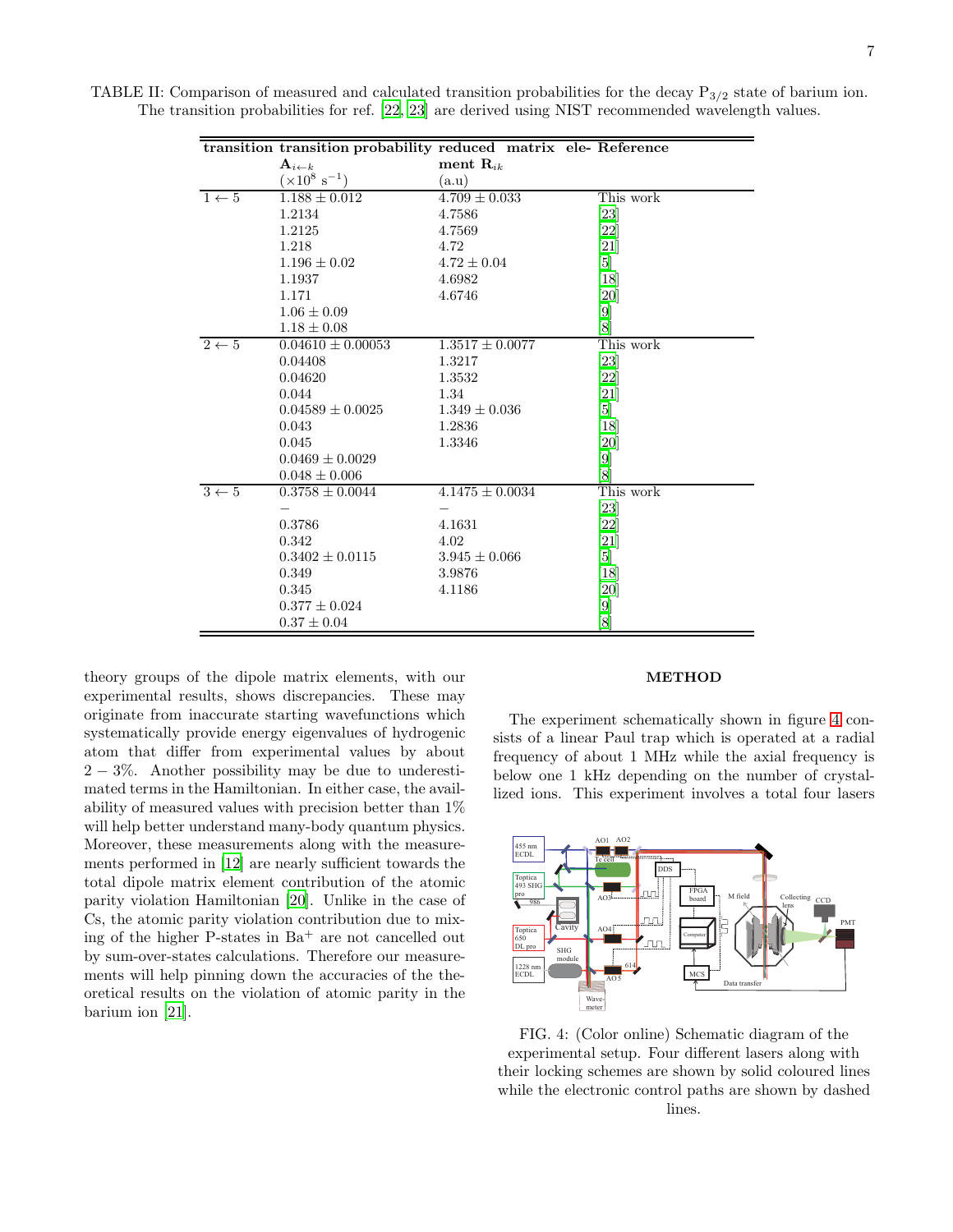TABLE II: Comparison of measured and calculated transition probabilities for the decay $P_{3/2}$ state of barium ion. The transition probabilities for ref. [22, 23] are derived using NIST recommended wavelength values.

| transition | transition probability $\mathbf{A}_{i\leftarrow k}$ ($\times 10^8$ s$^{-1}$) | reduced matrix element $\mathbf{R}_{ik}$ (a.u) | Reference |
|---|---|---|---|
| $1 \leftarrow 5$ | $1.188 \pm 0.012$ | $4.709 \pm 0.033$ | This work |
| | 1.2134 | 4.7586 | [23] |
| | 1.2125 | 4.7569 | [22] |
| | 1.218 | 4.72 | [21] |
| | $1.196 \pm 0.02$ | $4.72 \pm 0.04$ | [5] |
| | 1.1937 | 4.6982 | [18] |
| | 1.171 | 4.6746 | [20] |
| | $1.06 \pm 0.09$ | | [9] |
| | $1.18 \pm 0.08$ | | [8] |
| $2 \leftarrow 5$ | $0.04610 \pm 0.00053$ | $1.3517 \pm 0.0077$ | This work |
| | 0.04408 | 1.3217 | [23] |
| | 0.04620 | 1.3532 | [22] |
| | 0.044 | 1.34 | [21] |
| | $0.04589 \pm 0.0025$ | $1.349 \pm 0.036$ | [5] |
| | 0.043 | 1.2836 | [18] |
| | 0.045 | 1.3346 | [20] |
| | $0.0469 \pm 0.0029$ | | [9] |
| | $0.048 \pm 0.006$ | | [8] |
| $3 \leftarrow 5$ | $0.3758 \pm 0.0044$ | $4.1475 \pm 0.0034$ | This work |
| | – | – | [23] |
| | 0.3786 | 4.1631 | [22] |
| | 0.342 | 4.02 | [21] |
| | $0.3402 \pm 0.0115$ | $3.945 \pm 0.066$ | [5] |
| | 0.349 | 3.9876 | [18] |
| | 0.345 | 4.1186 | [20] |
| | $0.377 \pm 0.024$ | | [9] |
| | $0.37 \pm 0.04$ | | [8] |

theory groups of the dipole matrix elements, with our experimental results, shows discrepancies. These may originate from inaccurate starting wavefunctions which systematically provide energy eigenvalues of hydrogenic atom that differ from experimental values by about $2-3\%$. Another possibility may be due to underestimated terms in the Hamiltonian. In either case, the availability of measured values with precision better than 1% will help better understand many-body quantum physics. Moreover, these measurements along with the measurements performed in [12] are nearly sufficient towards the total dipole matrix element contribution of the atomic parity violation Hamiltonian [20]. Unlike in the case of Cs, the atomic parity violation contribution due to mixing of the higher P-states in $Ba^+$ are not cancelled out by sum-over-states calculations. Therefore our measurements will help pinning down the accuracies of the theoretical results on the violation of atomic parity in the barium ion [21].

## METHOD

The experiment schematically shown in figure 4 consists of a linear Paul trap which is operated at a radial frequency of about 1 MHz while the axial frequency is below one 1 kHz depending on the number of crystallized ions. This experiment involves a total four lasers

FIG. 4: (Color online) Schematic diagram of the experimental setup. Four different lasers along with their locking schemes are shown by solid coloured lines while the electronic control paths are shown by dashed lines.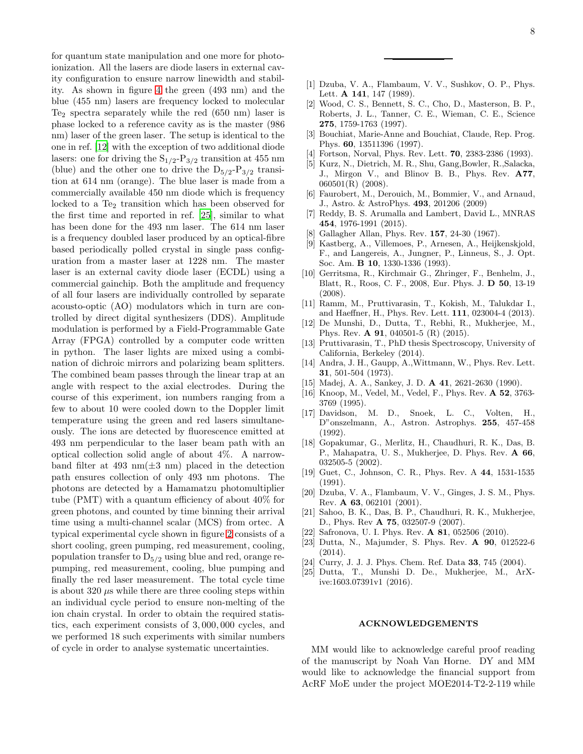for quantum state manipulation and one more for photo-ionization. All the lasers are diode lasers in external cavity configuration to ensure narrow linewidth and stability. As shown in figure 4 the green (493 nm) and the blue (455 nm) lasers are frequency locked to molecular $Te_2$ spectra separately while the red (650 nm) laser is phase locked to a reference cavity as is the master (986 nm) laser of the green laser. The setup is identical to the one in ref. [12] with the exception of two additional diode lasers: one for driving the $S_{1/2}$-$P_{3/2}$ transition at 455 nm (blue) and the other one to drive the $D_{5/2}$-$P_{3/2}$ transition at 614 nm (orange). The blue laser is made from a commercially available 450 nm diode which is frequency locked to a $Te_2$ transition which has been observed for the first time and reported in ref. [25], similar to what has been done for the 493 nm laser. The 614 nm laser is a frequency doubled laser produced by an optical-fibre based periodically polled crystal in single pass configuration from a master laser at 1228 nm. The master laser is an external cavity diode laser (ECDL) using a commercial gainchip. Both the amplitude and frequency of all four lasers are individually controlled by separate acousto-optic (AO) modulators which in turn are controlled by direct digital synthesizers (DDS). Amplitude modulation is performed by a Field-Programmable Gate Array (FPGA) controlled by a computer code written in python. The laser lights are mixed using a combination of dichroic mirrors and polarizing beam splitters. The combined beam passes through the linear trap at an angle with respect to the axial electrodes. During the course of this experiment, ion numbers ranging from a few to about 10 were cooled down to the Doppler limit temperature using the green and red lasers simultaneously. The ions are detected by fluorescence emitted at 493 nm perpendicular to the laser beam path with an optical collection solid angle of about 4%. A narrow-band filter at 493 nm($\pm$3 nm) placed in the detection path ensures collection of only 493 nm photons. The photons are detected by a Hamamatzu photomultiplier tube (PMT) with a quantum efficiency of about 40% for green photons, and counted by time binning their arrival time using a multi-channel scalar (MCS) from ortec. A typical experimental cycle shown in figure 2 consists of a short cooling, green pumping, red measurement, cooling, population transfer to $D_{5/2}$ using blue and red, orange repumping, red measurement, cooling, blue pumping and finally the red laser measurement. The total cycle time is about 320 $\mu$s while there are three cooling steps within an individual cycle period to ensure non-melting of the ion chain crystal. In order to obtain the required statistics, each experiment consists of $3,000,000$ cycles, and we performed 18 such experiments with similar numbers of cycle in order to analyse systematic uncertainties.

---

[1] Dzuba, V. A., Flambaum, V. V., Sushkov, O. P., Phys. Lett. **A 141**, 147 (1989).
[2] Wood, C. S., Bennett, S. C., Cho, D., Masterson, B. P., Roberts, J. L., Tanner, C. E., Wieman, C. E., Science **275**, 1759-1763 (1997).
[3] Bouchiat, Marie-Anne and Bouchiat, Claude, Rep. Prog. Phys. **60**, 13511396 (1997).
[4] Fortson, Norval, Phys. Rev. Lett. **70**, 2383-2386 (1993).
[5] Kurz, N., Dietrich, M. R., Shu, Gang,Bowler, R.,Salacka, J., Mirgon V., and Blinov B. B., Phys. Rev. **A77**, 060501(R) (2008).
[6] Faurobert, M., Derouich, M., Bommier, V., and Arnaud, J., Astro. & AstroPhys. **493**, 201206 (2009)
[7] Reddy, B. S. Arumalla and Lambert, David L., MNRAS **454**, 1976-1991 (2015).
[8] Gallagher Allan, Phys. Rev. **157**, 24-30 (1967).
[9] Kastberg, A., Villemoes, P., Arnesen, A., Heijkenskjold, F., and Langereis, A., Jungner, P., Linneus, S., J. Opt. Soc. Am. **B 10**, 1330-1336 (1993).
[10] Gerritsma, R., Kirchmair G., Zhringer, F., Benhelm, J., Blatt, R., Roos, C. F., 2008, Eur. Phys. J. **D 50**, 13-19 (2008).
[11] Ramm, M., Pruttivarasin, T., Kokish, M., Talukdar I., and Haeffner, H., Phys. Rev. Lett. **111**, 023004-4 (2013).
[12] De Munshi, D., Dutta, T., Rebhi, R., Mukherjee, M., Phys. Rev. **A 91**, 040501-5 (R) (2015).
[13] Pruttivarasin, T., PhD thesis Spectroscopy, University of California, Berkeley (2014).
[14] Andra, J. H., Gaupp, A.,Wittmann, W., Phys. Rev. Lett. **31**, 501-504 (1973).
[15] Madej, A. A., Sankey, J. D. **A 41**, 2621-2630 (1990).
[16] Knoop, M., Vedel, M., Vedel, F., Phys. Rev. **A 52**, 3763-3769 (1995).
[17] Davidson, M. D., Snoek, L. C., Volten, H., D"onszelmann, A., Astron. Astrophys. **255**, 457-458 (1992).
[18] Gopakumar, G., Merlitz, H., Chaudhuri, R. K., Das, B. P., Mahapatra, U. S., Mukherjee, D. Phys. Rev. **A 66**, 032505-5 (2002).
[19] Guet, C., Johnson, C. R., Phys. Rev. A **44**, 1531-1535 (1991).
[20] Dzuba, V. A., Flambaum, V. V., Ginges, J. S. M., Phys. Rev. **A 63**, 062101 (2001).
[21] Sahoo, B. K., Das, B. P., Chaudhuri, R. K., Mukherjee, D., Phys. Rev **A 75**, 032507-9 (2007).
[22] Safronova, U. I. Phys. Rev. **A 81**, 052506 (2010).
[23] Dutta, N., Majumder, S. Phys. Rev. **A 90**, 012522-6 (2014).
[24] Curry, J. J. J. Phys. Chem. Ref. Data **33**, 745 (2004).
[25] Dutta, T., Munshi D. De., Mukherjee, M., ArXive:1603.07391v1 (2016).

## ACKNOWLEDGEMENTS

MM would like to acknowledge careful proof reading of the manuscript by Noah Van Horne. DY and MM would like to acknowledge the financial support from AcRF MoE under the project MOE2014-T2-2-119 while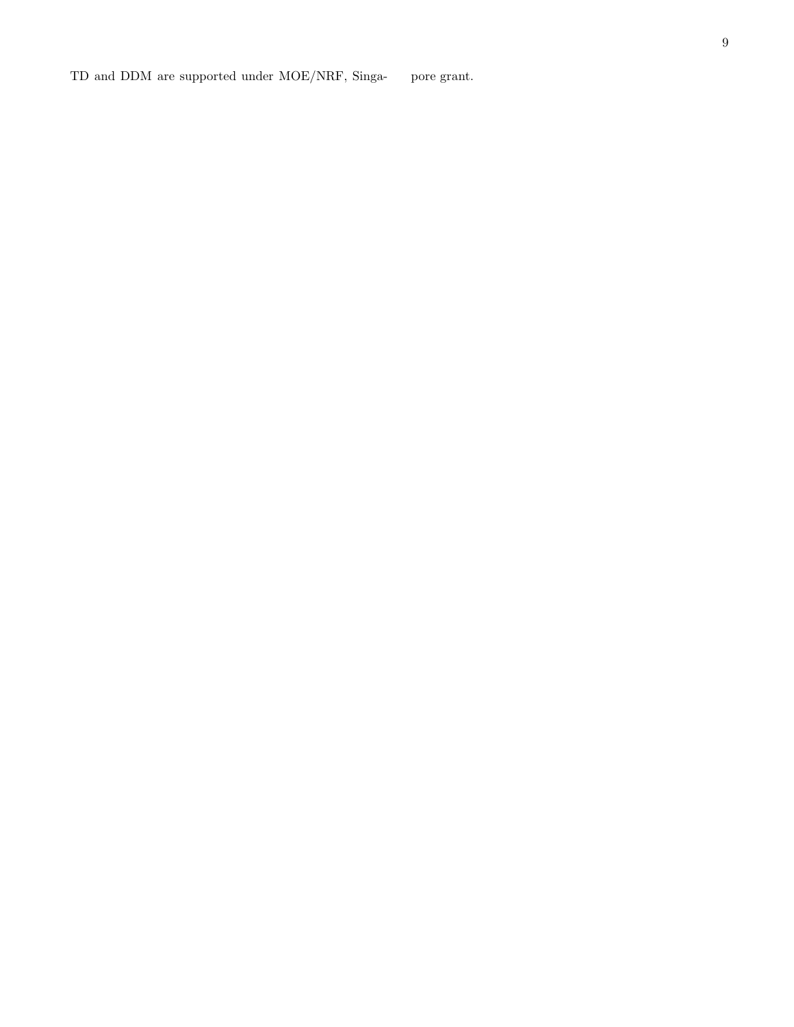TD and DDM are supported under MOE/NRF, Singapore grant.